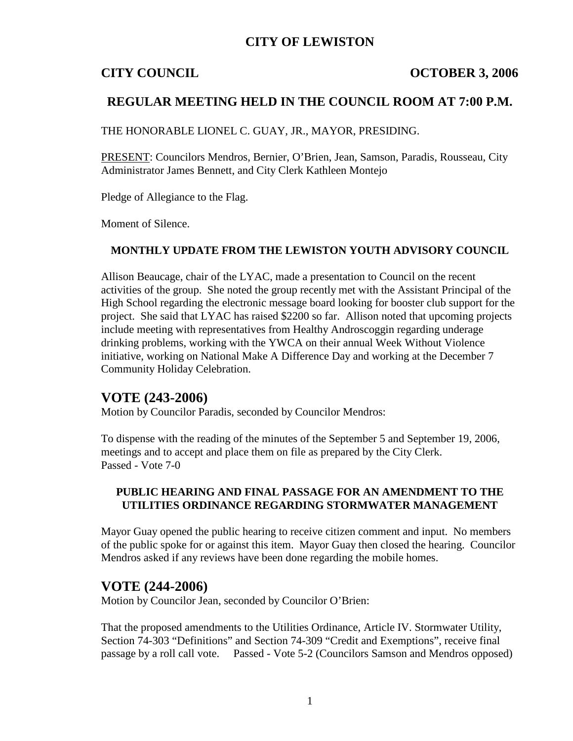# CITY OF LEWISTON

**CITY COUNCIL** **OCTOBER 3, 2006**

## REGULAR MEETING HELD IN THE COUNCIL ROOM AT 7:00 P.M.

THE HONORABLE LIONEL C. GUAY, JR., MAYOR, PRESIDING.

PRESENT: Councilors Mendros, Bernier, O'Brien, Jean, Samson, Paradis, Rousseau, City Administrator James Bennett, and City Clerk Kathleen Montejo

Pledge of Allegiance to the Flag.

Moment of Silence.

### MONTHLY UPDATE FROM THE LEWISTON YOUTH ADVISORY COUNCIL

Allison Beaucage, chair of the LYAC, made a presentation to Council on the recent activities of the group. She noted the group recently met with the Assistant Principal of the High School regarding the electronic message board looking for booster club support for the project. She said that LYAC has raised $2200 so far. Allison noted that upcoming projects include meeting with representatives from Healthy Androscoggin regarding underage drinking problems, working with the YWCA on their annual Week Without Violence initiative, working on National Make A Difference Day and working at the December 7 Community Holiday Celebration.

## VOTE (243-2006)

Motion by Councilor Paradis, seconded by Councilor Mendros:

To dispense with the reading of the minutes of the September 5 and September 19, 2006, meetings and to accept and place them on file as prepared by the City Clerk.
Passed - Vote 7-0

### PUBLIC HEARING AND FINAL PASSAGE FOR AN AMENDMENT TO THE UTILITIES ORDINANCE REGARDING STORMWATER MANAGEMENT

Mayor Guay opened the public hearing to receive citizen comment and input. No members of the public spoke for or against this item. Mayor Guay then closed the hearing. Councilor Mendros asked if any reviews have been done regarding the mobile homes.

## VOTE (244-2006)

Motion by Councilor Jean, seconded by Councilor O'Brien:

That the proposed amendments to the Utilities Ordinance, Article IV. Stormwater Utility, Section 74-303 "Definitions" and Section 74-309 "Credit and Exemptions", receive final passage by a roll call vote. Passed - Vote 5-2 (Councilors Samson and Mendros opposed)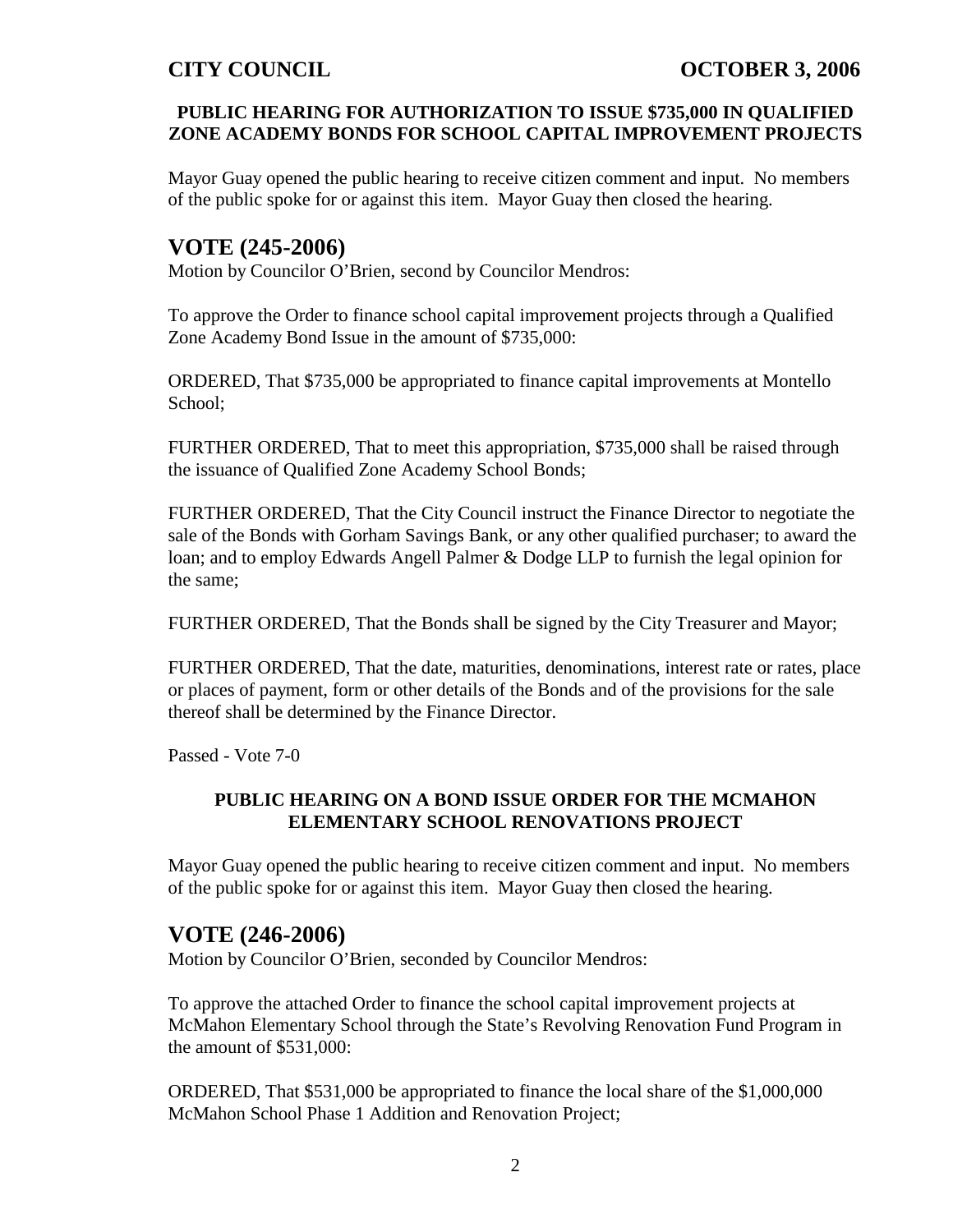#### PUBLIC HEARING FOR AUTHORIZATION TO ISSUE $735,000 IN QUALIFIED ZONE ACADEMY BONDS FOR SCHOOL CAPITAL IMPROVEMENT PROJECTS

Mayor Guay opened the public hearing to receive citizen comment and input. No members of the public spoke for or against this item. Mayor Guay then closed the hearing.

## VOTE (245-2006)

Motion by Councilor O'Brien, second by Councilor Mendros:

To approve the Order to finance school capital improvement projects through a Qualified Zone Academy Bond Issue in the amount of $735,000:

ORDERED, That $735,000 be appropriated to finance capital improvements at Montello School;

FURTHER ORDERED, That to meet this appropriation, $735,000 shall be raised through the issuance of Qualified Zone Academy School Bonds;

FURTHER ORDERED, That the City Council instruct the Finance Director to negotiate the sale of the Bonds with Gorham Savings Bank, or any other qualified purchaser; to award the loan; and to employ Edwards Angell Palmer & Dodge LLP to furnish the legal opinion for the same;

FURTHER ORDERED, That the Bonds shall be signed by the City Treasurer and Mayor;

FURTHER ORDERED, That the date, maturities, denominations, interest rate or rates, place or places of payment, form or other details of the Bonds and of the provisions for the sale thereof shall be determined by the Finance Director.

Passed - Vote 7-0

#### PUBLIC HEARING ON A BOND ISSUE ORDER FOR THE MCMAHON ELEMENTARY SCHOOL RENOVATIONS PROJECT

Mayor Guay opened the public hearing to receive citizen comment and input. No members of the public spoke for or against this item. Mayor Guay then closed the hearing.

## VOTE (246-2006)

Motion by Councilor O'Brien, seconded by Councilor Mendros:

To approve the attached Order to finance the school capital improvement projects at McMahon Elementary School through the State's Revolving Renovation Fund Program in the amount of $531,000:

ORDERED, That $531,000 be appropriated to finance the local share of the $1,000,000 McMahon School Phase 1 Addition and Renovation Project;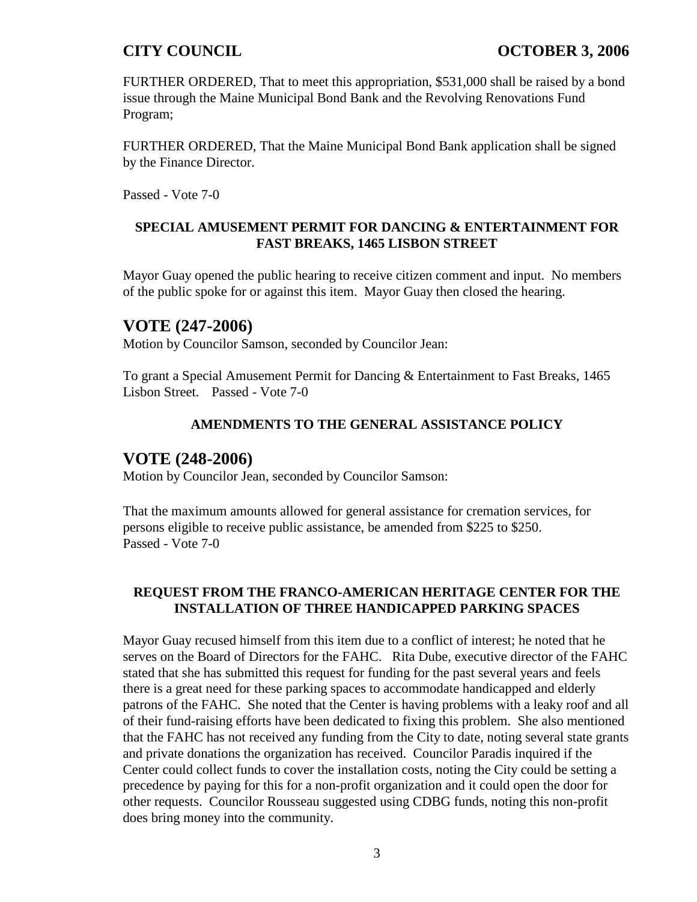FURTHER ORDERED, That to meet this appropriation, $531,000 shall be raised by a bond issue through the Maine Municipal Bond Bank and the Revolving Renovations Fund Program;

FURTHER ORDERED, That the Maine Municipal Bond Bank application shall be signed by the Finance Director.

Passed - Vote 7-0

### SPECIAL AMUSEMENT PERMIT FOR DANCING & ENTERTAINMENT FOR FAST BREAKS, 1465 LISBON STREET

Mayor Guay opened the public hearing to receive citizen comment and input. No members of the public spoke for or against this item. Mayor Guay then closed the hearing.

## VOTE (247-2006)

Motion by Councilor Samson, seconded by Councilor Jean:

To grant a Special Amusement Permit for Dancing & Entertainment to Fast Breaks, 1465 Lisbon Street. Passed - Vote 7-0

### AMENDMENTS TO THE GENERAL ASSISTANCE POLICY

## VOTE (248-2006)

Motion by Councilor Jean, seconded by Councilor Samson:

That the maximum amounts allowed for general assistance for cremation services, for persons eligible to receive public assistance, be amended from $225 to $250.
Passed - Vote 7-0

### REQUEST FROM THE FRANCO-AMERICAN HERITAGE CENTER FOR THE INSTALLATION OF THREE HANDICAPPED PARKING SPACES

Mayor Guay recused himself from this item due to a conflict of interest; he noted that he serves on the Board of Directors for the FAHC. Rita Dube, executive director of the FAHC stated that she has submitted this request for funding for the past several years and feels there is a great need for these parking spaces to accommodate handicapped and elderly patrons of the FAHC. She noted that the Center is having problems with a leaky roof and all of their fund-raising efforts have been dedicated to fixing this problem. She also mentioned that the FAHC has not received any funding from the City to date, noting several state grants and private donations the organization has received. Councilor Paradis inquired if the Center could collect funds to cover the installation costs, noting the City could be setting a precedence by paying for this for a non-profit organization and it could open the door for other requests. Councilor Rousseau suggested using CDBG funds, noting this non-profit does bring money into the community.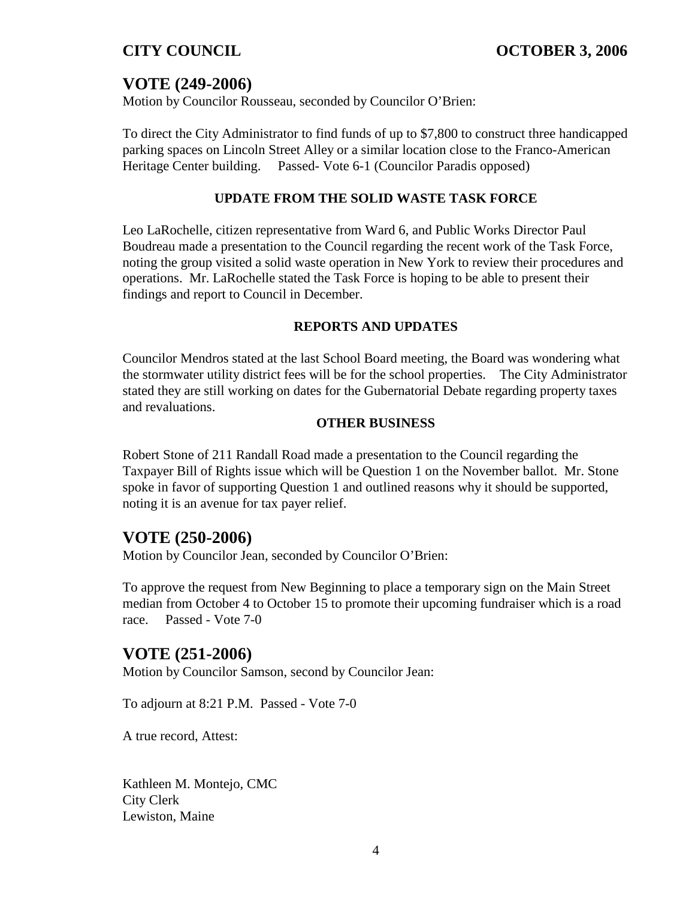## VOTE (249-2006)

Motion by Councilor Rousseau, seconded by Councilor O'Brien:

To direct the City Administrator to find funds of up to $7,800 to construct three handicapped parking spaces on Lincoln Street Alley or a similar location close to the Franco-American Heritage Center building. Passed- Vote 6-1 (Councilor Paradis opposed)

**UPDATE FROM THE SOLID WASTE TASK FORCE**

Leo LaRochelle, citizen representative from Ward 6, and Public Works Director Paul Boudreau made a presentation to the Council regarding the recent work of the Task Force, noting the group visited a solid waste operation in New York to review their procedures and operations. Mr. LaRochelle stated the Task Force is hoping to be able to present their findings and report to Council in December.

**REPORTS AND UPDATES**

Councilor Mendros stated at the last School Board meeting, the Board was wondering what the stormwater utility district fees will be for the school properties. The City Administrator stated they are still working on dates for the Gubernatorial Debate regarding property taxes and revaluations.

**OTHER BUSINESS**

Robert Stone of 211 Randall Road made a presentation to the Council regarding the Taxpayer Bill of Rights issue which will be Question 1 on the November ballot. Mr. Stone spoke in favor of supporting Question 1 and outlined reasons why it should be supported, noting it is an avenue for tax payer relief.

## VOTE (250-2006)

Motion by Councilor Jean, seconded by Councilor O'Brien:

To approve the request from New Beginning to place a temporary sign on the Main Street median from October 4 to October 15 to promote their upcoming fundraiser which is a road race. Passed - Vote 7-0

## VOTE (251-2006)

Motion by Councilor Samson, second by Councilor Jean:

To adjourn at 8:21 P.M. Passed - Vote 7-0

A true record, Attest:

Kathleen M. Montejo, CMC
City Clerk
Lewiston, Maine